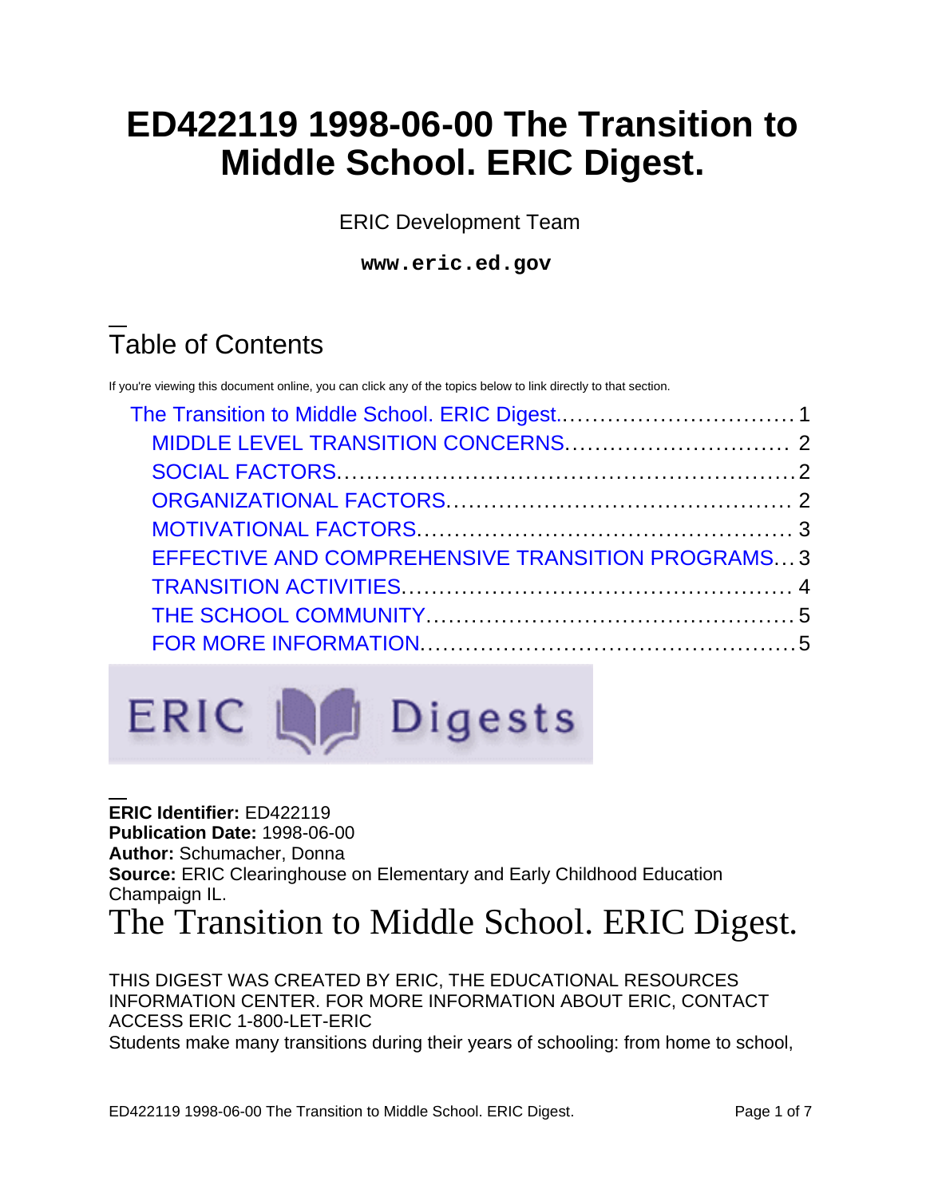# ED422119 1998-06-00 The Transition to Middle School. ERIC Digest.

ERIC Development Team

**www.eric.ed.gov**

## Table of Contents

If you're viewing this document online, you can click any of the topics below to link directly to that section.

- The Transition to Middle School. ERIC Digest. 1
  - MIDDLE LEVEL TRANSITION CONCERNS. 2
  - SOCIAL FACTORS. 2
  - ORGANIZATIONAL FACTORS. 2
  - MOTIVATIONAL FACTORS. 3
  - EFFECTIVE AND COMPREHENSIVE TRANSITION PROGRAMS. 3
  - TRANSITION ACTIVITIES. 4
  - THE SCHOOL COMMUNITY. 5
  - FOR MORE INFORMATION. 5

ERIC Digests

**ERIC Identifier:** ED422119
**Publication Date:** 1998-06-00
**Author:** Schumacher, Donna
**Source:** ERIC Clearinghouse on Elementary and Early Childhood Education Champaign IL.

# The Transition to Middle School. ERIC Digest.

THIS DIGEST WAS CREATED BY ERIC, THE EDUCATIONAL RESOURCES INFORMATION CENTER. FOR MORE INFORMATION ABOUT ERIC, CONTACT ACCESS ERIC 1-800-LET-ERIC

Students make many transitions during their years of schooling: from home to school,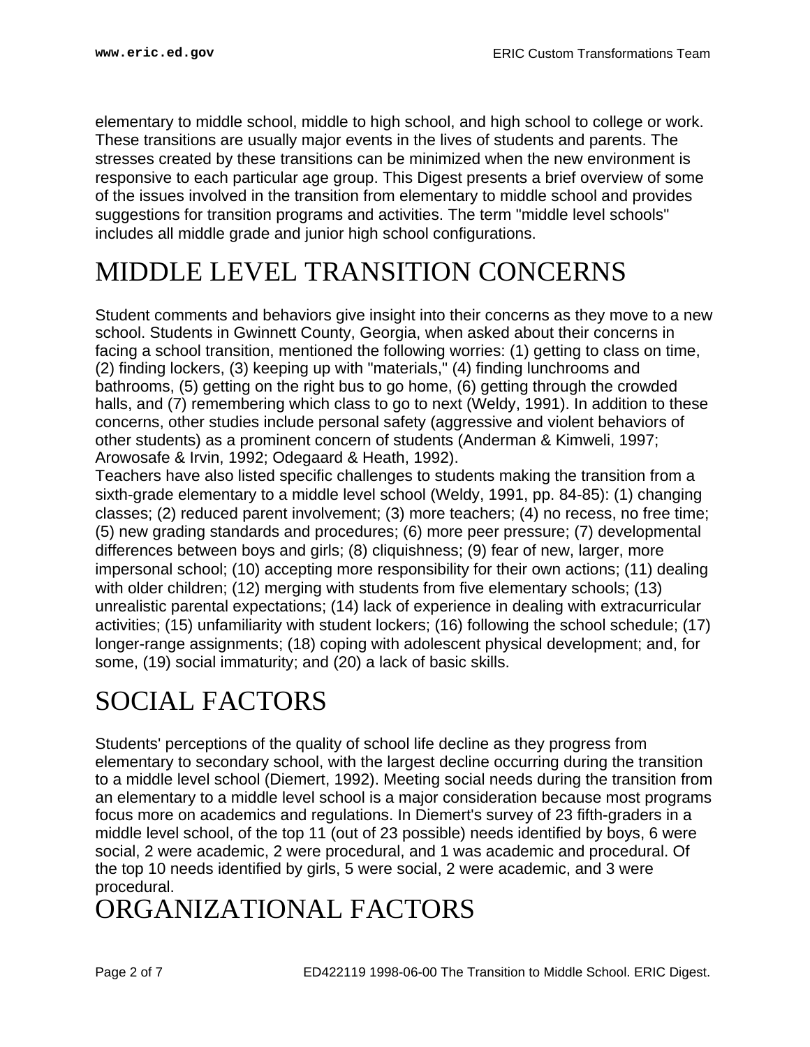elementary to middle school, middle to high school, and high school to college or work. These transitions are usually major events in the lives of students and parents. The stresses created by these transitions can be minimized when the new environment is responsive to each particular age group. This Digest presents a brief overview of some of the issues involved in the transition from elementary to middle school and provides suggestions for transition programs and activities. The term "middle level schools" includes all middle grade and junior high school configurations.

# MIDDLE LEVEL TRANSITION CONCERNS

Student comments and behaviors give insight into their concerns as they move to a new school. Students in Gwinnett County, Georgia, when asked about their concerns in facing a school transition, mentioned the following worries: (1) getting to class on time, (2) finding lockers, (3) keeping up with "materials," (4) finding lunchrooms and bathrooms, (5) getting on the right bus to go home, (6) getting through the crowded halls, and (7) remembering which class to go to next (Weldy, 1991). In addition to these concerns, other studies include personal safety (aggressive and violent behaviors of other students) as a prominent concern of students (Anderman & Kimweli, 1997; Arowosafe & Irvin, 1992; Odegaard & Heath, 1992).

Teachers have also listed specific challenges to students making the transition from a sixth-grade elementary to a middle level school (Weldy, 1991, pp. 84-85): (1) changing classes; (2) reduced parent involvement; (3) more teachers; (4) no recess, no free time; (5) new grading standards and procedures; (6) more peer pressure; (7) developmental differences between boys and girls; (8) cliquishness; (9) fear of new, larger, more impersonal school; (10) accepting more responsibility for their own actions; (11) dealing with older children; (12) merging with students from five elementary schools; (13) unrealistic parental expectations; (14) lack of experience in dealing with extracurricular activities; (15) unfamiliarity with student lockers; (16) following the school schedule; (17) longer-range assignments; (18) coping with adolescent physical development; and, for some, (19) social immaturity; and (20) a lack of basic skills.

# SOCIAL FACTORS

Students' perceptions of the quality of school life decline as they progress from elementary to secondary school, with the largest decline occurring during the transition to a middle level school (Diemert, 1992). Meeting social needs during the transition from an elementary to a middle level school is a major consideration because most programs focus more on academics and regulations. In Diemert's survey of 23 fifth-graders in a middle level school, of the top 11 (out of 23 possible) needs identified by boys, 6 were social, 2 were academic, 2 were procedural, and 1 was academic and procedural. Of the top 10 needs identified by girls, 5 were social, 2 were academic, and 3 were procedural.

# ORGANIZATIONAL FACTORS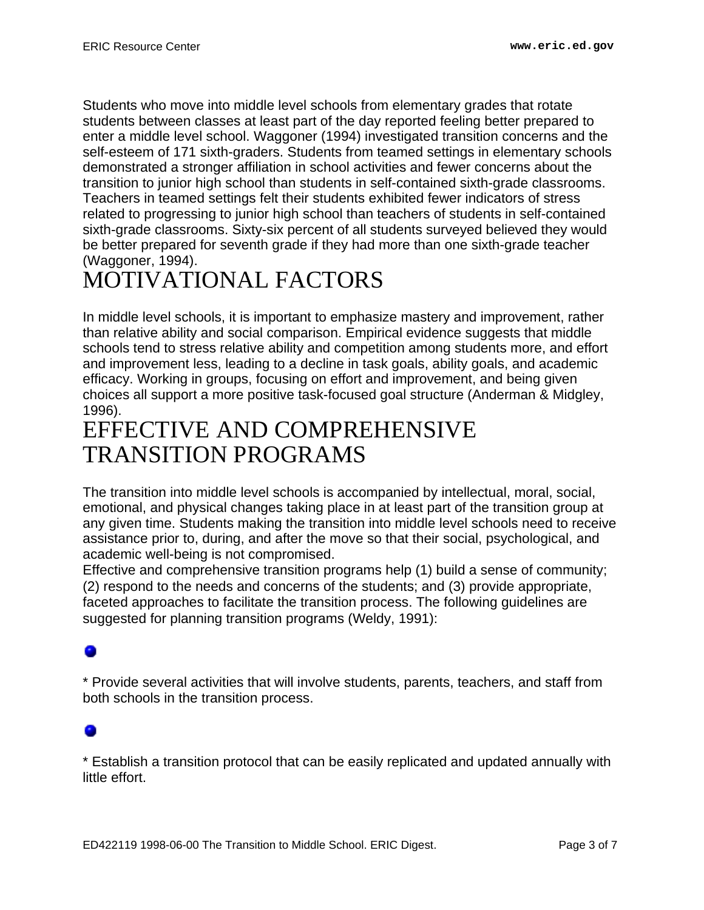Students who move into middle level schools from elementary grades that rotate students between classes at least part of the day reported feeling better prepared to enter a middle level school. Waggoner (1994) investigated transition concerns and the self-esteem of 171 sixth-graders. Students from teamed settings in elementary schools demonstrated a stronger affiliation in school activities and fewer concerns about the transition to junior high school than students in self-contained sixth-grade classrooms. Teachers in teamed settings felt their students exhibited fewer indicators of stress related to progressing to junior high school than teachers of students in self-contained sixth-grade classrooms. Sixty-six percent of all students surveyed believed they would be better prepared for seventh grade if they had more than one sixth-grade teacher (Waggoner, 1994).

# MOTIVATIONAL FACTORS

In middle level schools, it is important to emphasize mastery and improvement, rather than relative ability and social comparison. Empirical evidence suggests that middle schools tend to stress relative ability and competition among students more, and effort and improvement less, leading to a decline in task goals, ability goals, and academic efficacy. Working in groups, focusing on effort and improvement, and being given choices all support a more positive task-focused goal structure (Anderman & Midgley, 1996).

# EFFECTIVE AND COMPREHENSIVE TRANSITION PROGRAMS

The transition into middle level schools is accompanied by intellectual, moral, social, emotional, and physical changes taking place in at least part of the transition group at any given time. Students making the transition into middle level schools need to receive assistance prior to, during, and after the move so that their social, psychological, and academic well-being is not compromised.

Effective and comprehensive transition programs help (1) build a sense of community; (2) respond to the needs and concerns of the students; and (3) provide appropriate, faceted approaches to facilitate the transition process. The following guidelines are suggested for planning transition programs (Weldy, 1991):

* Provide several activities that will involve students, parents, teachers, and staff from both schools in the transition process.

* Establish a transition protocol that can be easily replicated and updated annually with little effort.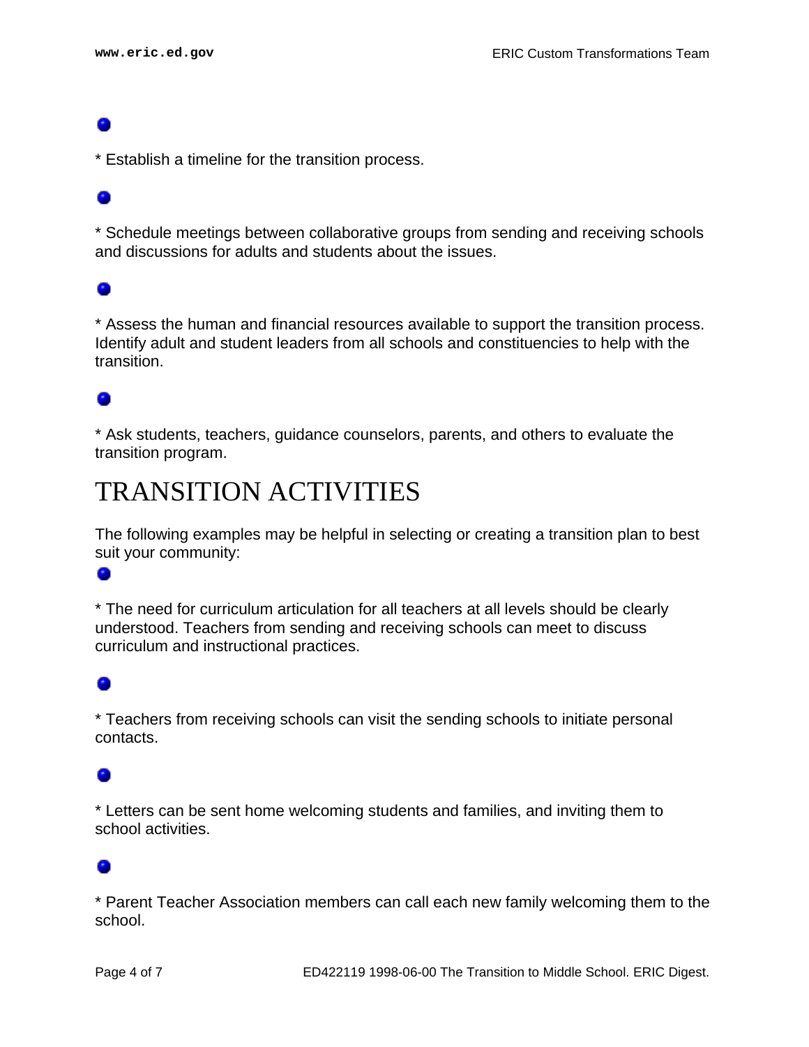* Establish a timeline for the transition process.

* Schedule meetings between collaborative groups from sending and receiving schools and discussions for adults and students about the issues.

* Assess the human and financial resources available to support the transition process. Identify adult and student leaders from all schools and constituencies to help with the transition.

* Ask students, teachers, guidance counselors, parents, and others to evaluate the transition program.

# TRANSITION ACTIVITIES

The following examples may be helpful in selecting or creating a transition plan to best suit your community:

* The need for curriculum articulation for all teachers at all levels should be clearly understood. Teachers from sending and receiving schools can meet to discuss curriculum and instructional practices.

* Teachers from receiving schools can visit the sending schools to initiate personal contacts.

* Letters can be sent home welcoming students and families, and inviting them to school activities.

* Parent Teacher Association members can call each new family welcoming them to the school.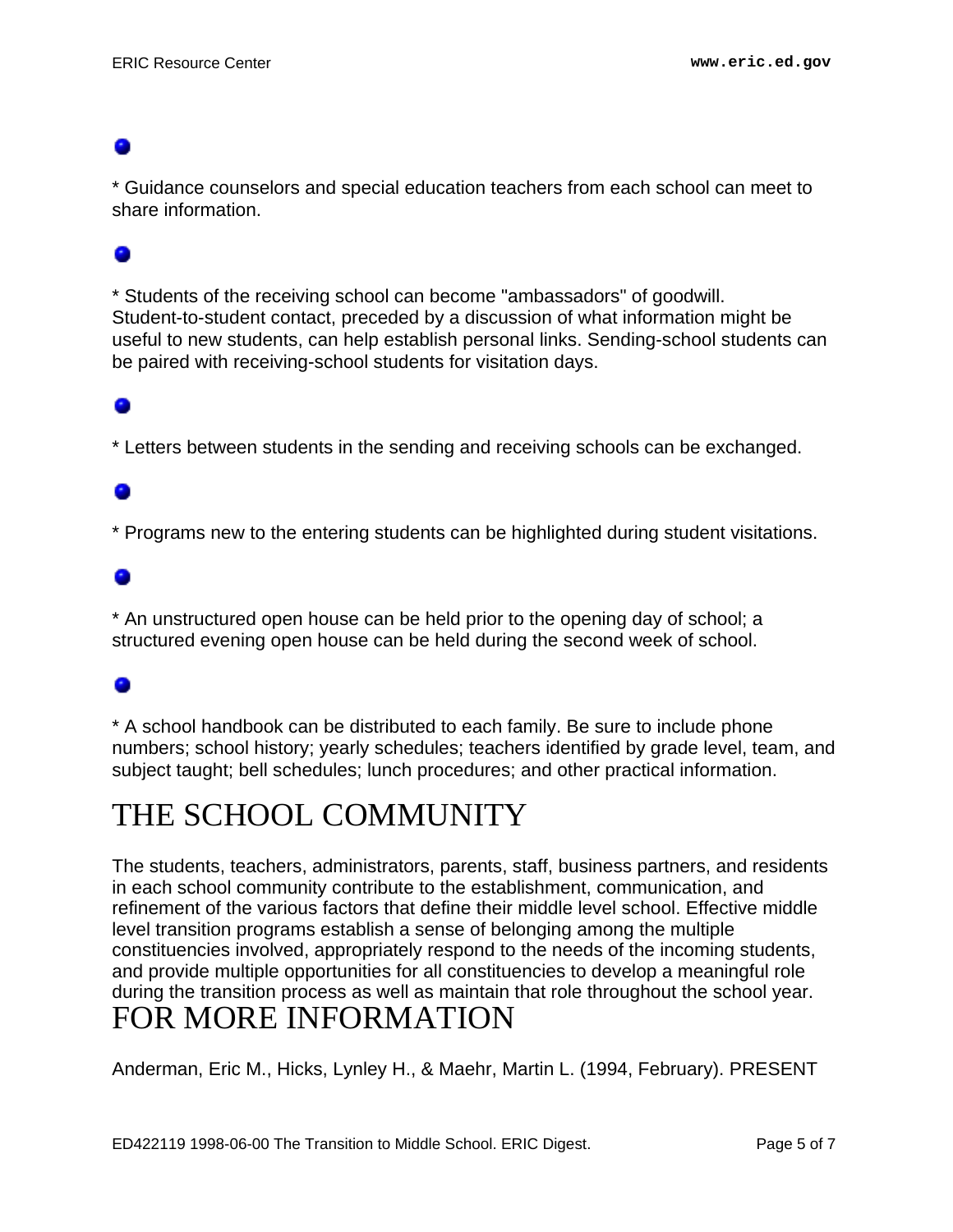* Guidance counselors and special education teachers from each school can meet to share information.

* Students of the receiving school can become "ambassadors" of goodwill. Student-to-student contact, preceded by a discussion of what information might be useful to new students, can help establish personal links. Sending-school students can be paired with receiving-school students for visitation days.

* Letters between students in the sending and receiving schools can be exchanged.

* Programs new to the entering students can be highlighted during student visitations.

* An unstructured open house can be held prior to the opening day of school; a structured evening open house can be held during the second week of school.

* A school handbook can be distributed to each family. Be sure to include phone numbers; school history; yearly schedules; teachers identified by grade level, team, and subject taught; bell schedules; lunch procedures; and other practical information.

# THE SCHOOL COMMUNITY

The students, teachers, administrators, parents, staff, business partners, and residents in each school community contribute to the establishment, communication, and refinement of the various factors that define their middle level school. Effective middle level transition programs establish a sense of belonging among the multiple constituencies involved, appropriately respond to the needs of the incoming students, and provide multiple opportunities for all constituencies to develop a meaningful role during the transition process as well as maintain that role throughout the school year.

# FOR MORE INFORMATION

Anderman, Eric M., Hicks, Lynley H., & Maehr, Martin L. (1994, February). PRESENT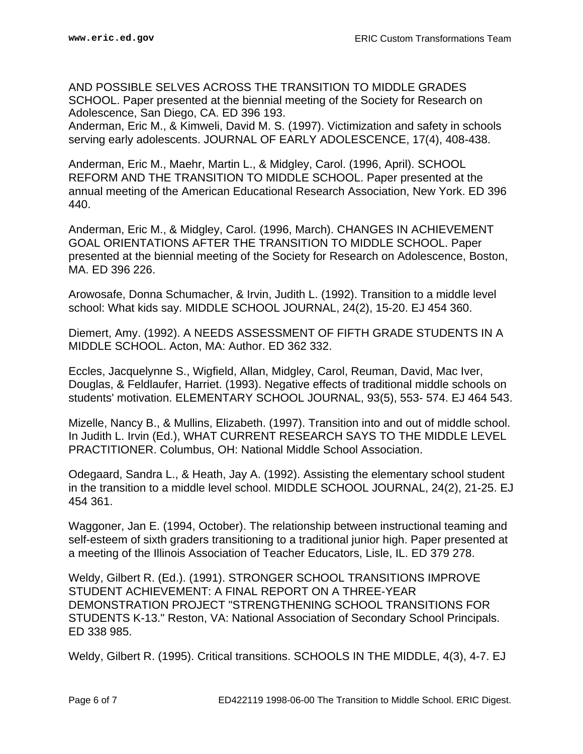AND POSSIBLE SELVES ACROSS THE TRANSITION TO MIDDLE GRADES SCHOOL. Paper presented at the biennial meeting of the Society for Research on Adolescence, San Diego, CA. ED 396 193.
Anderman, Eric M., & Kimweli, David M. S. (1997). Victimization and safety in schools serving early adolescents. JOURNAL OF EARLY ADOLESCENCE, 17(4), 408-438.

Anderman, Eric M., Maehr, Martin L., & Midgley, Carol. (1996, April). SCHOOL REFORM AND THE TRANSITION TO MIDDLE SCHOOL. Paper presented at the annual meeting of the American Educational Research Association, New York. ED 396 440.

Anderman, Eric M., & Midgley, Carol. (1996, March). CHANGES IN ACHIEVEMENT GOAL ORIENTATIONS AFTER THE TRANSITION TO MIDDLE SCHOOL. Paper presented at the biennial meeting of the Society for Research on Adolescence, Boston, MA. ED 396 226.

Arowosafe, Donna Schumacher, & Irvin, Judith L. (1992). Transition to a middle level school: What kids say. MIDDLE SCHOOL JOURNAL, 24(2), 15-20. EJ 454 360.

Diemert, Amy. (1992). A NEEDS ASSESSMENT OF FIFTH GRADE STUDENTS IN A MIDDLE SCHOOL. Acton, MA: Author. ED 362 332.

Eccles, Jacquelynne S., Wigfield, Allan, Midgley, Carol, Reuman, David, Mac Iver, Douglas, & Feldlaufer, Harriet. (1993). Negative effects of traditional middle schools on students' motivation. ELEMENTARY SCHOOL JOURNAL, 93(5), 553- 574. EJ 464 543.

Mizelle, Nancy B., & Mullins, Elizabeth. (1997). Transition into and out of middle school. In Judith L. Irvin (Ed.), WHAT CURRENT RESEARCH SAYS TO THE MIDDLE LEVEL PRACTITIONER. Columbus, OH: National Middle School Association.

Odegaard, Sandra L., & Heath, Jay A. (1992). Assisting the elementary school student in the transition to a middle level school. MIDDLE SCHOOL JOURNAL, 24(2), 21-25. EJ 454 361.

Waggoner, Jan E. (1994, October). The relationship between instructional teaming and self-esteem of sixth graders transitioning to a traditional junior high. Paper presented at a meeting of the Illinois Association of Teacher Educators, Lisle, IL. ED 379 278.

Weldy, Gilbert R. (Ed.). (1991). STRONGER SCHOOL TRANSITIONS IMPROVE STUDENT ACHIEVEMENT: A FINAL REPORT ON A THREE-YEAR DEMONSTRATION PROJECT "STRENGTHENING SCHOOL TRANSITIONS FOR STUDENTS K-13." Reston, VA: National Association of Secondary School Principals. ED 338 985.

Weldy, Gilbert R. (1995). Critical transitions. SCHOOLS IN THE MIDDLE, 4(3), 4-7. EJ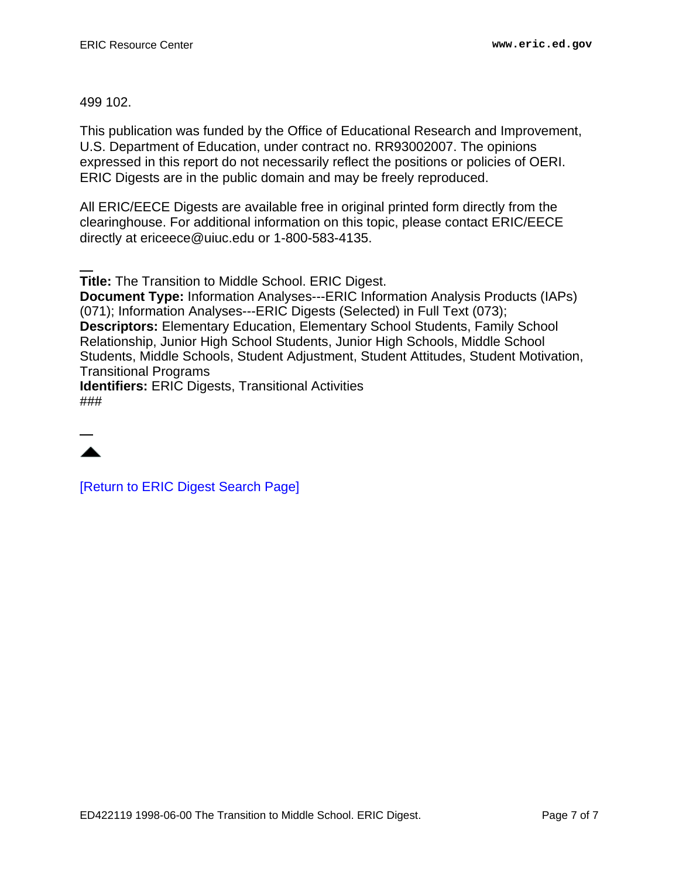499 102.

This publication was funded by the Office of Educational Research and Improvement, U.S. Department of Education, under contract no. RR93002007. The opinions expressed in this report do not necessarily reflect the positions or policies of OERI. ERIC Digests are in the public domain and may be freely reproduced.

All ERIC/EECE Digests are available free in original printed form directly from the clearinghouse. For additional information on this topic, please contact ERIC/EECE directly at ericeece@uiuc.edu or 1-800-583-4135.

---

**Title:** The Transition to Middle School. ERIC Digest.
**Document Type:** Information Analyses---ERIC Information Analysis Products (IAPs) (071); Information Analyses---ERIC Digests (Selected) in Full Text (073);
**Descriptors:** Elementary Education, Elementary School Students, Family School Relationship, Junior High School Students, Junior High Schools, Middle School Students, Middle Schools, Student Adjustment, Student Attitudes, Student Motivation, Transitional Programs
**Identifiers:** ERIC Digests, Transitional Activities
###

---

[Return to ERIC Digest Search Page]